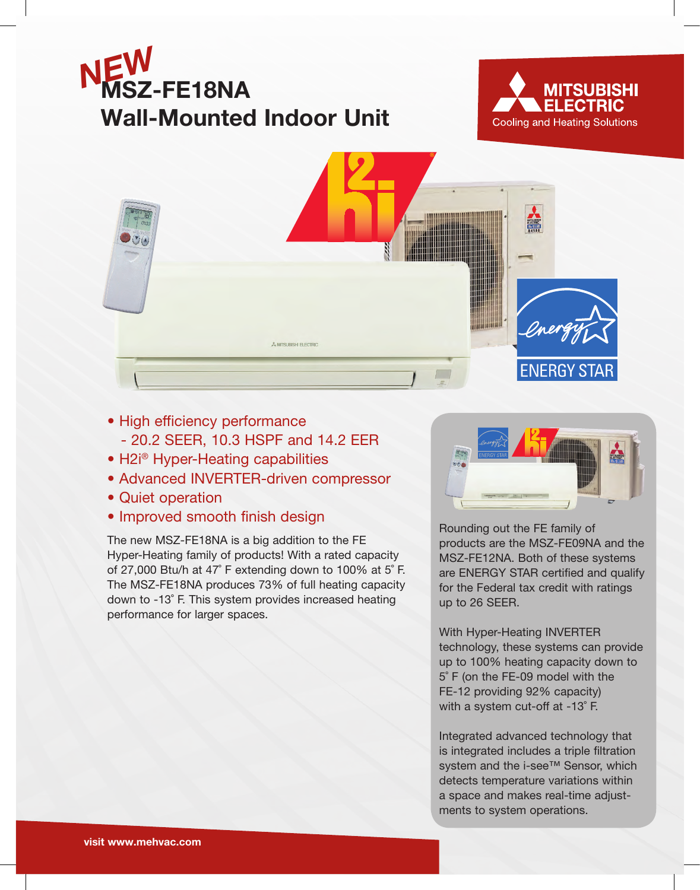# NEW MSZ-FE18NA Wall-Mounted Indoor Unit

MITSUBISHI ELECTRIC
Cooling and Heating Solutions

- High efficiency performance
  - 20.2 SEER, 10.3 HSPF and 14.2 EER
- H2i® Hyper-Heating capabilities
- Advanced INVERTER-driven compressor
- Quiet operation
- Improved smooth finish design

The new MSZ-FE18NA is a big addition to the FE Hyper-Heating family of products! With a rated capacity of 27,000 Btu/h at 47° F extending down to 100% at 5° F. The MSZ-FE18NA produces 73% of full heating capacity down to -13° F. This system provides increased heating performance for larger spaces.

Rounding out the FE family of products are the MSZ-FE09NA and the MSZ-FE12NA. Both of these systems are ENERGY STAR certified and qualify for the Federal tax credit with ratings up to 26 SEER.

With Hyper-Heating INVERTER technology, these systems can provide up to 100% heating capacity down to 5° F (on the FE-09 model with the FE-12 providing 92% capacity) with a system cut-off at -13° F.

Integrated advanced technology that is integrated includes a triple filtration system and the i-see™ Sensor, which detects temperature variations within a space and makes real-time adjustments to system operations.

visit www.mehvac.com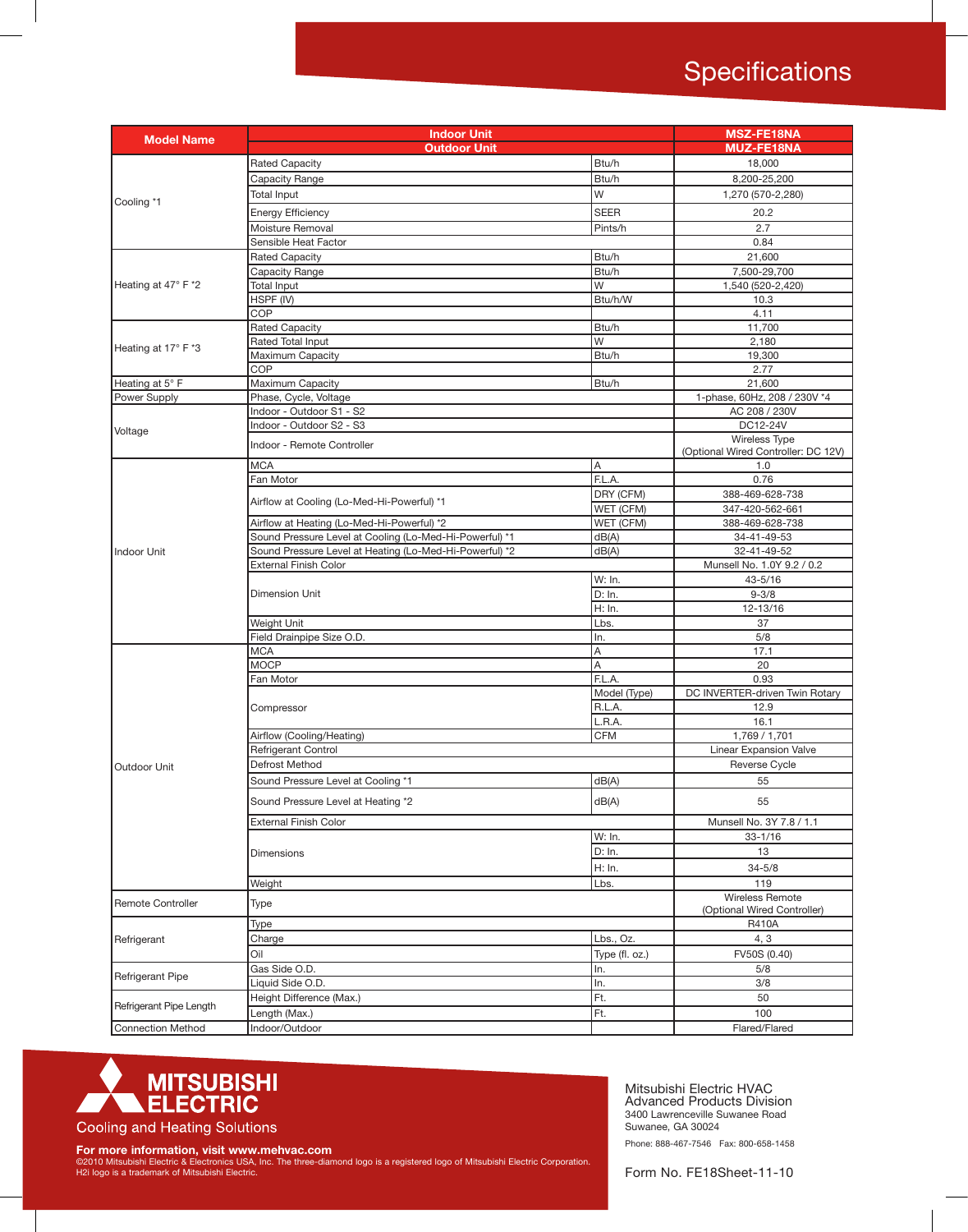# Specifications

| Model Name | Indoor Unit / Outdoor Unit | | MSZ-FE18NA / MUZ-FE18NA |
|---|---|---|---|
| Cooling *1 | Rated Capacity | Btu/h | 18,000 |
| | Capacity Range | Btu/h | 8,200-25,200 |
| | Total Input | W | 1,270 (570-2,280) |
| | Energy Efficiency | SEER | 20.2 |
| | Moisture Removal | Pints/h | 2.7 |
| | Sensible Heat Factor | | 0.84 |
| Heating at 47° F *2 | Rated Capacity | Btu/h | 21,600 |
| | Capacity Range | Btu/h | 7,500-29,700 |
| | Total Input | W | 1,540 (520-2,420) |
| | HSPF (IV) | Btu/h/W | 10.3 |
| | COP | | 4.11 |
| Heating at 17° F *3 | Rated Capacity | Btu/h | 11,700 |
| | Rated Total Input | W | 2,180 |
| | Maximum Capacity | Btu/h | 19,300 |
| | COP | | 2.77 |
| Heating at 5° F | Maximum Capacity | Btu/h | 21,600 |
| Power Supply | Phase, Cycle, Voltage | | 1-phase, 60Hz, 208 / 230V *4 |
| Voltage | Indoor - Outdoor S1 - S2 | | AC 208 / 230V |
| | Indoor - Outdoor S2 - S3 | | DC12-24V |
| | Indoor - Remote Controller | | Wireless Type (Optional Wired Controller: DC 12V) |
| Indoor Unit | MCA | A | 1.0 |
| | Fan Motor | F.L.A. | 0.76 |
| | Airflow at Cooling (Lo-Med-Hi-Powerful) *1 | DRY (CFM) | 388-469-628-738 |
| | | WET (CFM) | 347-420-562-661 |
| | Airflow at Heating (Lo-Med-Hi-Powerful) *2 | WET (CFM) | 388-469-628-738 |
| | Sound Pressure Level at Cooling (Lo-Med-Hi-Powerful) *1 | dB(A) | 34-41-49-53 |
| | Sound Pressure Level at Heating (Lo-Med-Hi-Powerful) *2 | dB(A) | 32-41-49-52 |
| | External Finish Color | | Munsell No. 1.0Y 9.2 / 0.2 |
| | Dimension Unit | W: In. | 43-5/16 |
| | | D: In. | 9-3/8 |
| | | H: In. | 12-13/16 |
| | Weight Unit | Lbs. | 37 |
| | Field Drainpipe Size O.D. | In. | 5/8 |
| Outdoor Unit | MCA | A | 17.1 |
| | MOCP | A | 20 |
| | Fan Motor | F.L.A. | 0.93 |
| | Compressor | Model (Type) | DC INVERTER-driven Twin Rotary |
| | | R.L.A. | 12.9 |
| | | L.R.A. | 16.1 |
| | Airflow (Cooling/Heating) | CFM | 1,769 / 1,701 |
| | Refrigerant Control | | Linear Expansion Valve |
| | Defrost Method | | Reverse Cycle |
| | Sound Pressure Level at Cooling *1 | dB(A) | 55 |
| | Sound Pressure Level at Heating *2 | dB(A) | 55 |
| | External Finish Color | | Munsell No. 3Y 7.8 / 1.1 |
| | Dimensions | W: In. | 33-1/16 |
| | | D: In. | 13 |
| | | H: In. | 34-5/8 |
| | Weight | Lbs. | 119 |
| Remote Controller | Type | | Wireless Remote (Optional Wired Controller) |
| Refrigerant | Type | | R410A |
| | Charge | Lbs., Oz. | 4, 3 |
| | Oil | Type (fl. oz.) | FV50S (0.40) |
| Refrigerant Pipe | Gas Side O.D. | In. | 5/8 |
| | Liquid Side O.D. | In. | 3/8 |
| Refrigerant Pipe Length | Height Difference (Max.) | Ft. | 50 |
| | Length (Max.) | Ft. | 100 |
| Connection Method | Indoor/Outdoor | | Flared/Flared |

MITSUBISHI ELECTRIC

Cooling and Heating Solutions

**For more information, visit www.mehvac.com**

©2010 Mitsubishi Electric & Electronics USA, Inc. The three-diamond logo is a registered logo of Mitsubishi Electric Corporation. H2i logo is a trademark of Mitsubishi Electric.

Mitsubishi Electric HVAC
Advanced Products Division
3400 Lawrenceville Suwanee Road
Suwanee, GA 30024

Phone: 888-467-7546 Fax: 800-658-1458

Form No. FE18Sheet-11-10